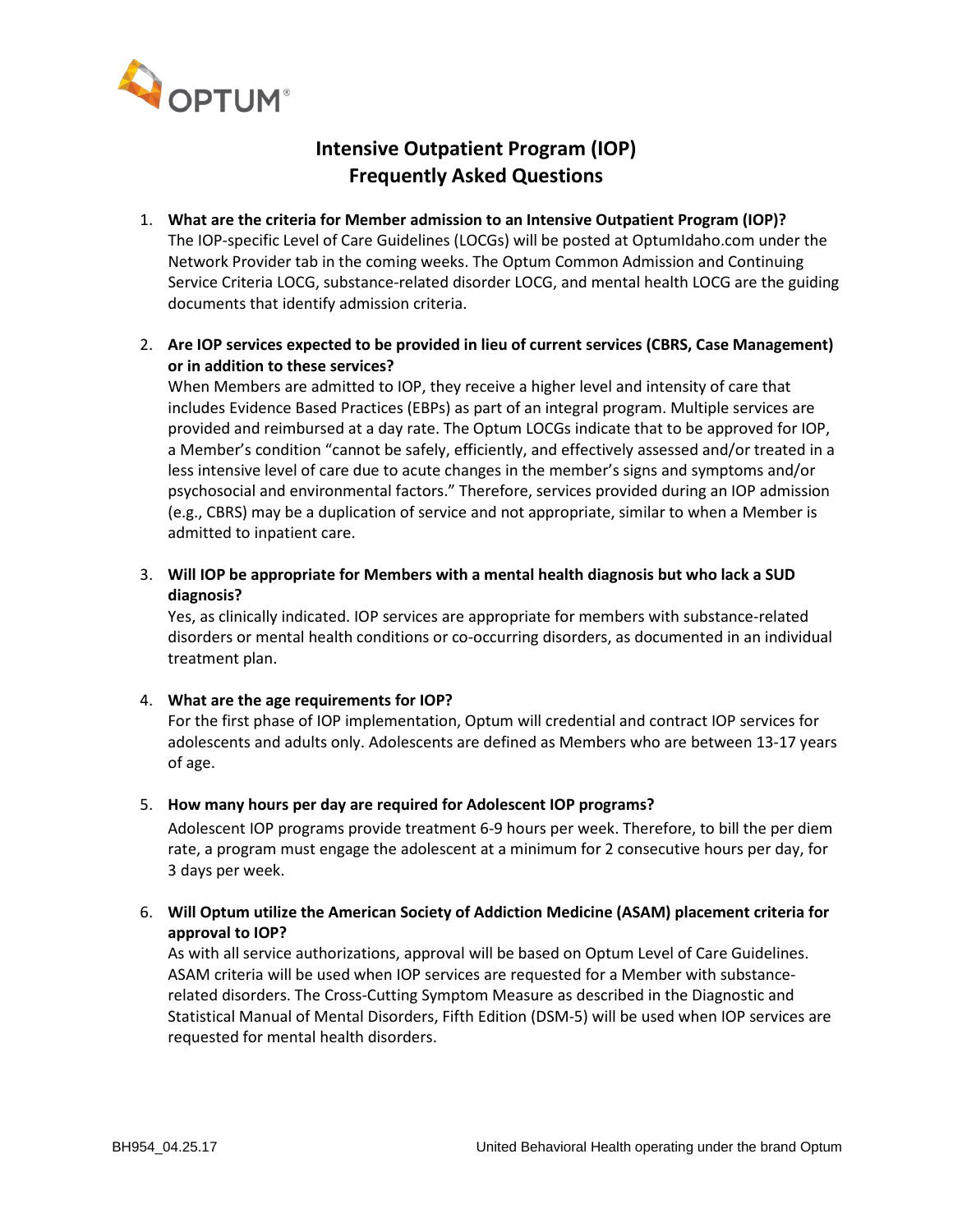# Intensive Outpatient Program (IOP)
# Frequently Asked Questions

1. **What are the criteria for Member admission to an Intensive Outpatient Program (IOP)?**
   The IOP-specific Level of Care Guidelines (LOCGs) will be posted at OptumIdaho.com under the Network Provider tab in the coming weeks. The Optum Common Admission and Continuing Service Criteria LOCG, substance-related disorder LOCG, and mental health LOCG are the guiding documents that identify admission criteria.

2. **Are IOP services expected to be provided in lieu of current services (CBRS, Case Management) or in addition to these services?**
   When Members are admitted to IOP, they receive a higher level and intensity of care that includes Evidence Based Practices (EBPs) as part of an integral program. Multiple services are provided and reimbursed at a day rate. The Optum LOCGs indicate that to be approved for IOP, a Member's condition "cannot be safely, efficiently, and effectively assessed and/or treated in a less intensive level of care due to acute changes in the member's signs and symptoms and/or psychosocial and environmental factors." Therefore, services provided during an IOP admission (e.g., CBRS) may be a duplication of service and not appropriate, similar to when a Member is admitted to inpatient care.

3. **Will IOP be appropriate for Members with a mental health diagnosis but who lack a SUD diagnosis?**
   Yes, as clinically indicated. IOP services are appropriate for members with substance-related disorders or mental health conditions or co-occurring disorders, as documented in an individual treatment plan.

4. **What are the age requirements for IOP?**
   For the first phase of IOP implementation, Optum will credential and contract IOP services for adolescents and adults only. Adolescents are defined as Members who are between 13-17 years of age.

5. **How many hours per day are required for Adolescent IOP programs?**
   Adolescent IOP programs provide treatment 6-9 hours per week. Therefore, to bill the per diem rate, a program must engage the adolescent at a minimum for 2 consecutive hours per day, for 3 days per week.

6. **Will Optum utilize the American Society of Addiction Medicine (ASAM) placement criteria for approval to IOP?**
   As with all service authorizations, approval will be based on Optum Level of Care Guidelines. ASAM criteria will be used when IOP services are requested for a Member with substance-related disorders. The Cross-Cutting Symptom Measure as described in the Diagnostic and Statistical Manual of Mental Disorders, Fifth Edition (DSM-5) will be used when IOP services are requested for mental health disorders.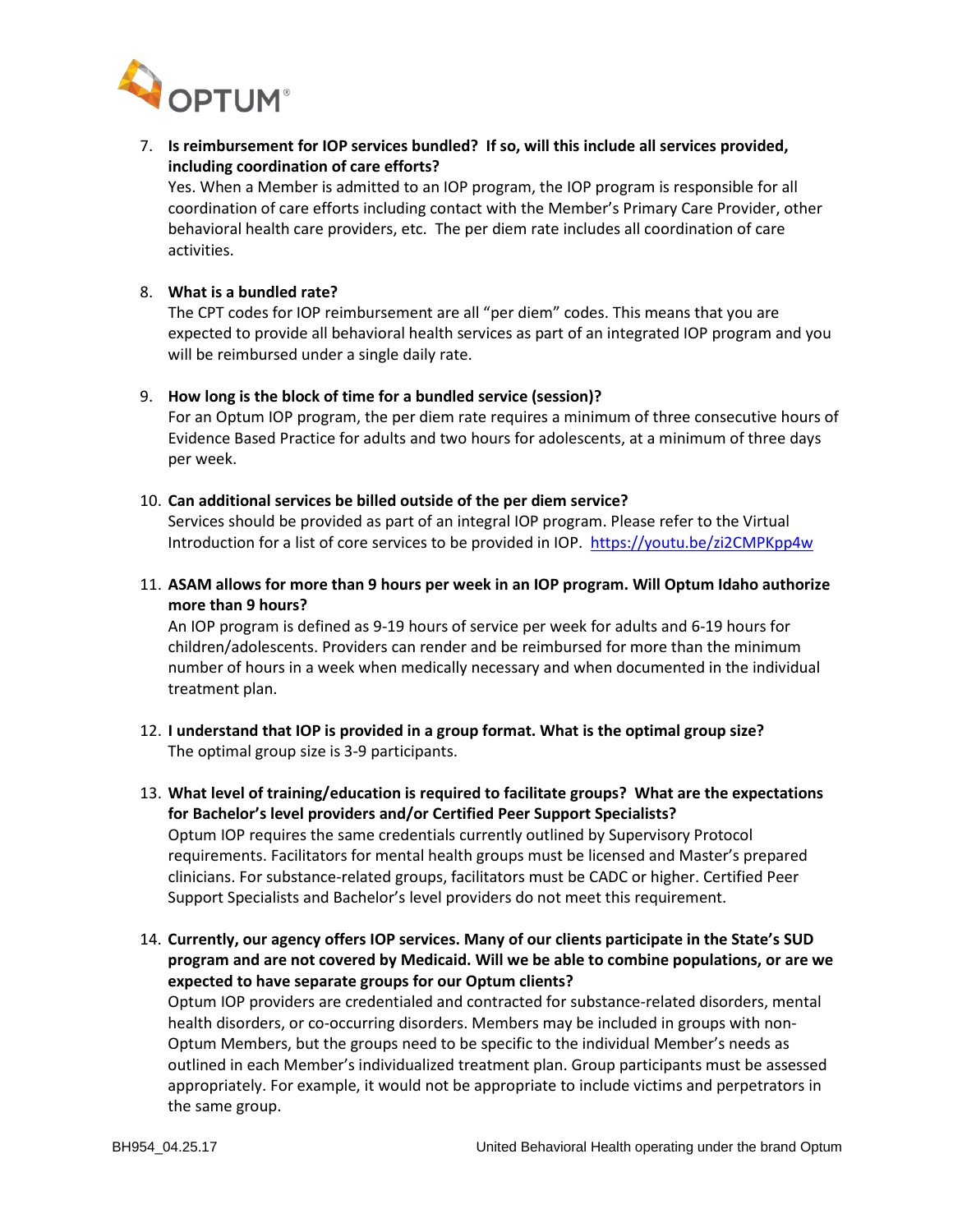7. **Is reimbursement for IOP services bundled? If so, will this include all services provided, including coordination of care efforts?**
   Yes. When a Member is admitted to an IOP program, the IOP program is responsible for all coordination of care efforts including contact with the Member's Primary Care Provider, other behavioral health care providers, etc. The per diem rate includes all coordination of care activities.

8. **What is a bundled rate?**
   The CPT codes for IOP reimbursement are all "per diem" codes. This means that you are expected to provide all behavioral health services as part of an integrated IOP program and you will be reimbursed under a single daily rate.

9. **How long is the block of time for a bundled service (session)?**
   For an Optum IOP program, the per diem rate requires a minimum of three consecutive hours of Evidence Based Practice for adults and two hours for adolescents, at a minimum of three days per week.

10. **Can additional services be billed outside of the per diem service?**
    Services should be provided as part of an integral IOP program. Please refer to the Virtual Introduction for a list of core services to be provided in IOP. https://youtu.be/zi2CMPKpp4w

11. **ASAM allows for more than 9 hours per week in an IOP program. Will Optum Idaho authorize more than 9 hours?**
    An IOP program is defined as 9-19 hours of service per week for adults and 6-19 hours for children/adolescents. Providers can render and be reimbursed for more than the minimum number of hours in a week when medically necessary and when documented in the individual treatment plan.

12. **I understand that IOP is provided in a group format. What is the optimal group size?**
    The optimal group size is 3-9 participants.

13. **What level of training/education is required to facilitate groups? What are the expectations for Bachelor's level providers and/or Certified Peer Support Specialists?**
    Optum IOP requires the same credentials currently outlined by Supervisory Protocol requirements. Facilitators for mental health groups must be licensed and Master's prepared clinicians. For substance-related groups, facilitators must be CADC or higher. Certified Peer Support Specialists and Bachelor's level providers do not meet this requirement.

14. **Currently, our agency offers IOP services. Many of our clients participate in the State's SUD program and are not covered by Medicaid. Will we be able to combine populations, or are we expected to have separate groups for our Optum clients?**
    Optum IOP providers are credentialed and contracted for substance-related disorders, mental health disorders, or co-occurring disorders. Members may be included in groups with non-Optum Members, but the groups need to be specific to the individual Member's needs as outlined in each Member's individualized treatment plan. Group participants must be assessed appropriately. For example, it would not be appropriate to include victims and perpetrators in the same group.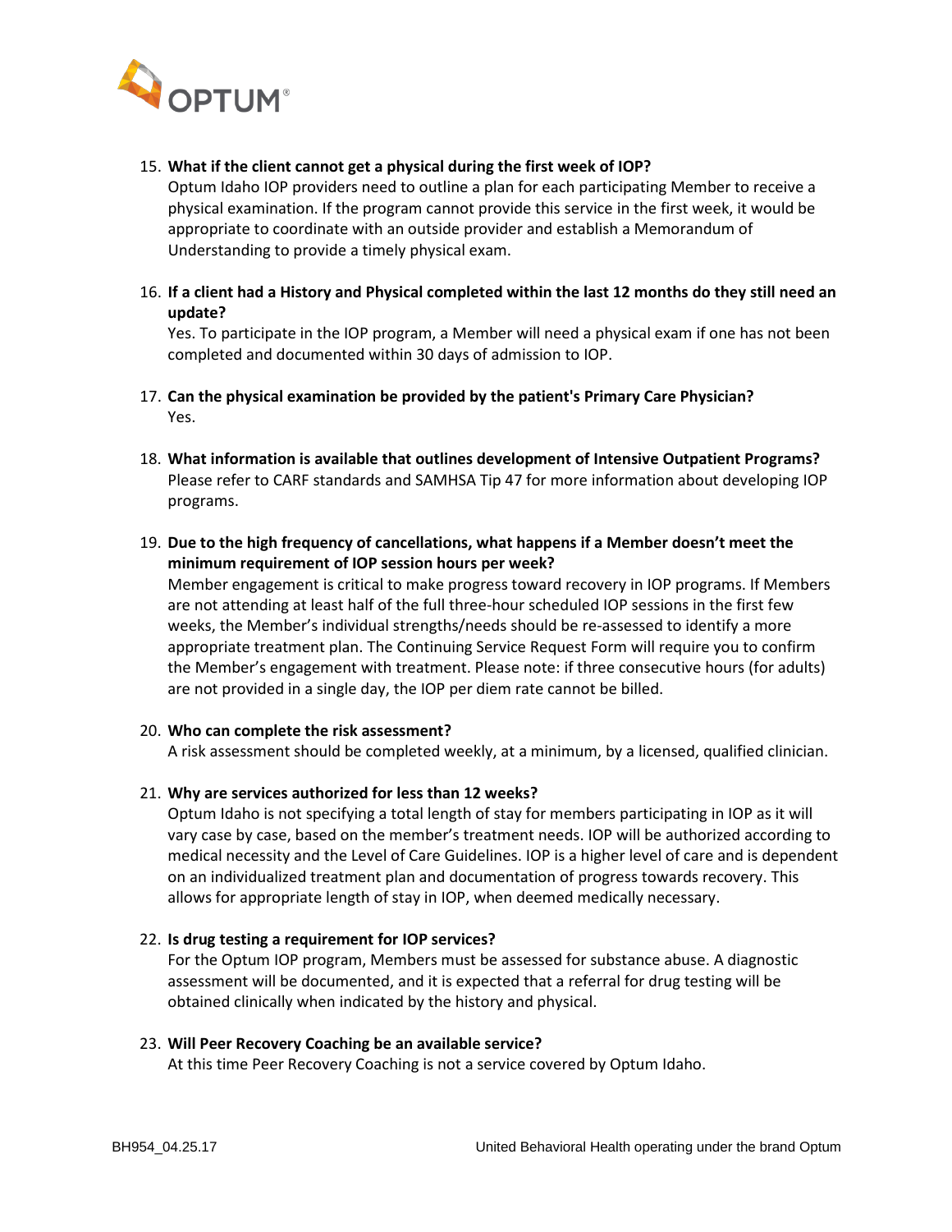15. **What if the client cannot get a physical during the first week of IOP?**
    Optum Idaho IOP providers need to outline a plan for each participating Member to receive a physical examination. If the program cannot provide this service in the first week, it would be appropriate to coordinate with an outside provider and establish a Memorandum of Understanding to provide a timely physical exam.

16. **If a client had a History and Physical completed within the last 12 months do they still need an update?**
    Yes. To participate in the IOP program, a Member will need a physical exam if one has not been completed and documented within 30 days of admission to IOP.

17. **Can the physical examination be provided by the patient's Primary Care Physician?**
    Yes.

18. **What information is available that outlines development of Intensive Outpatient Programs?**
    Please refer to CARF standards and SAMHSA Tip 47 for more information about developing IOP programs.

19. **Due to the high frequency of cancellations, what happens if a Member doesn't meet the minimum requirement of IOP session hours per week?**
    Member engagement is critical to make progress toward recovery in IOP programs. If Members are not attending at least half of the full three-hour scheduled IOP sessions in the first few weeks, the Member's individual strengths/needs should be re-assessed to identify a more appropriate treatment plan. The Continuing Service Request Form will require you to confirm the Member's engagement with treatment. Please note: if three consecutive hours (for adults) are not provided in a single day, the IOP per diem rate cannot be billed.

20. **Who can complete the risk assessment?**
    A risk assessment should be completed weekly, at a minimum, by a licensed, qualified clinician.

21. **Why are services authorized for less than 12 weeks?**
    Optum Idaho is not specifying a total length of stay for members participating in IOP as it will vary case by case, based on the member's treatment needs. IOP will be authorized according to medical necessity and the Level of Care Guidelines. IOP is a higher level of care and is dependent on an individualized treatment plan and documentation of progress towards recovery. This allows for appropriate length of stay in IOP, when deemed medically necessary.

22. **Is drug testing a requirement for IOP services?**
    For the Optum IOP program, Members must be assessed for substance abuse. A diagnostic assessment will be documented, and it is expected that a referral for drug testing will be obtained clinically when indicated by the history and physical.

23. **Will Peer Recovery Coaching be an available service?**
    At this time Peer Recovery Coaching is not a service covered by Optum Idaho.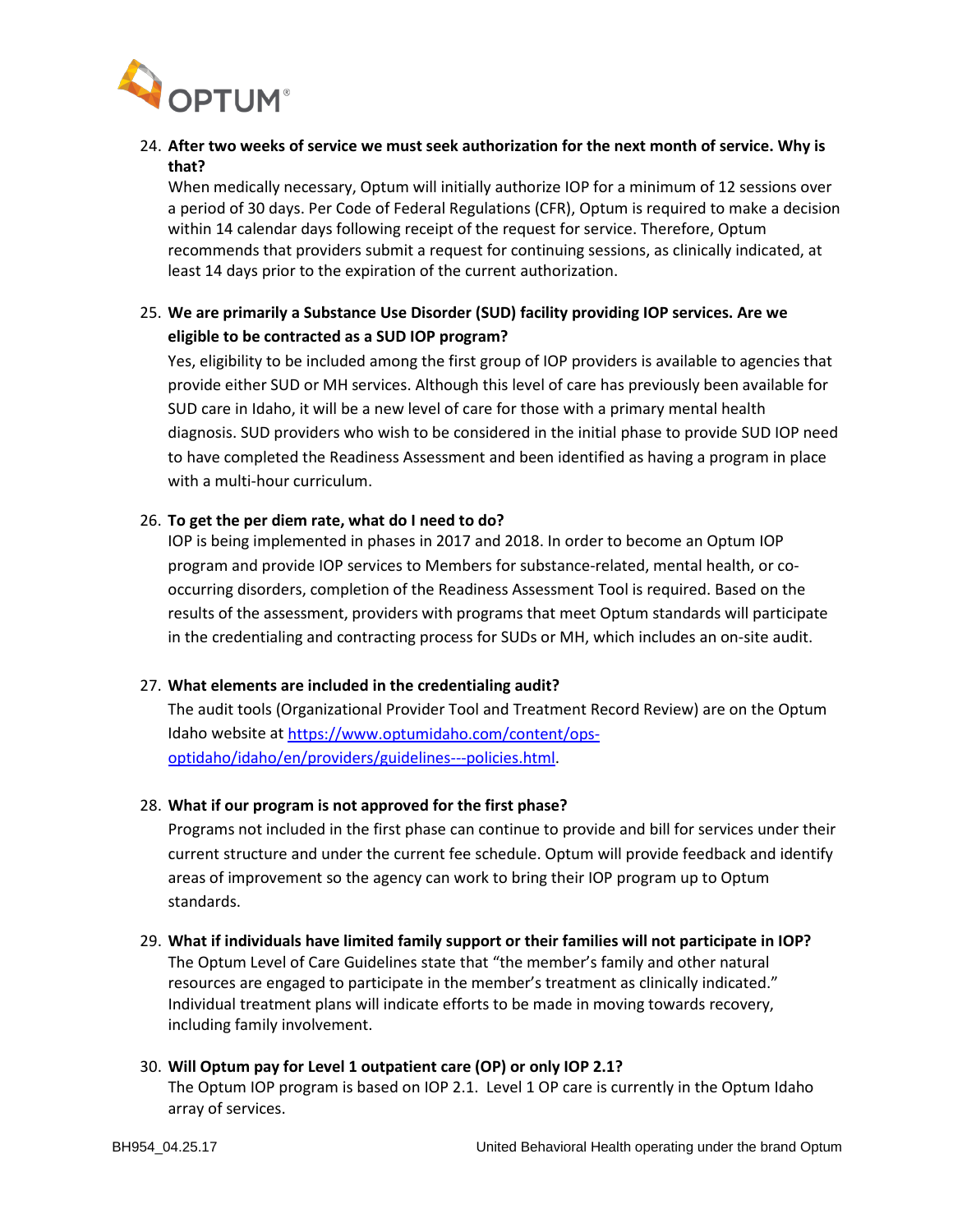24. **After two weeks of service we must seek authorization for the next month of service. Why is that?**
    When medically necessary, Optum will initially authorize IOP for a minimum of 12 sessions over a period of 30 days. Per Code of Federal Regulations (CFR), Optum is required to make a decision within 14 calendar days following receipt of the request for service. Therefore, Optum recommends that providers submit a request for continuing sessions, as clinically indicated, at least 14 days prior to the expiration of the current authorization.

25. **We are primarily a Substance Use Disorder (SUD) facility providing IOP services. Are we eligible to be contracted as a SUD IOP program?**
    Yes, eligibility to be included among the first group of IOP providers is available to agencies that provide either SUD or MH services. Although this level of care has previously been available for SUD care in Idaho, it will be a new level of care for those with a primary mental health diagnosis. SUD providers who wish to be considered in the initial phase to provide SUD IOP need to have completed the Readiness Assessment and been identified as having a program in place with a multi-hour curriculum.

26. **To get the per diem rate, what do I need to do?**
    IOP is being implemented in phases in 2017 and 2018. In order to become an Optum IOP program and provide IOP services to Members for substance-related, mental health, or co-occurring disorders, completion of the Readiness Assessment Tool is required. Based on the results of the assessment, providers with programs that meet Optum standards will participate in the credentialing and contracting process for SUDs or MH, which includes an on-site audit.

27. **What elements are included in the credentialing audit?**
    The audit tools (Organizational Provider Tool and Treatment Record Review) are on the Optum Idaho website at https://www.optumidaho.com/content/ops-optidaho/idaho/en/providers/guidelines---policies.html.

28. **What if our program is not approved for the first phase?**
    Programs not included in the first phase can continue to provide and bill for services under their current structure and under the current fee schedule. Optum will provide feedback and identify areas of improvement so the agency can work to bring their IOP program up to Optum standards.

29. **What if individuals have limited family support or their families will not participate in IOP?**
    The Optum Level of Care Guidelines state that "the member's family and other natural resources are engaged to participate in the member's treatment as clinically indicated." Individual treatment plans will indicate efforts to be made in moving towards recovery, including family involvement.

30. **Will Optum pay for Level 1 outpatient care (OP) or only IOP 2.1?**
    The Optum IOP program is based on IOP 2.1. Level 1 OP care is currently in the Optum Idaho array of services.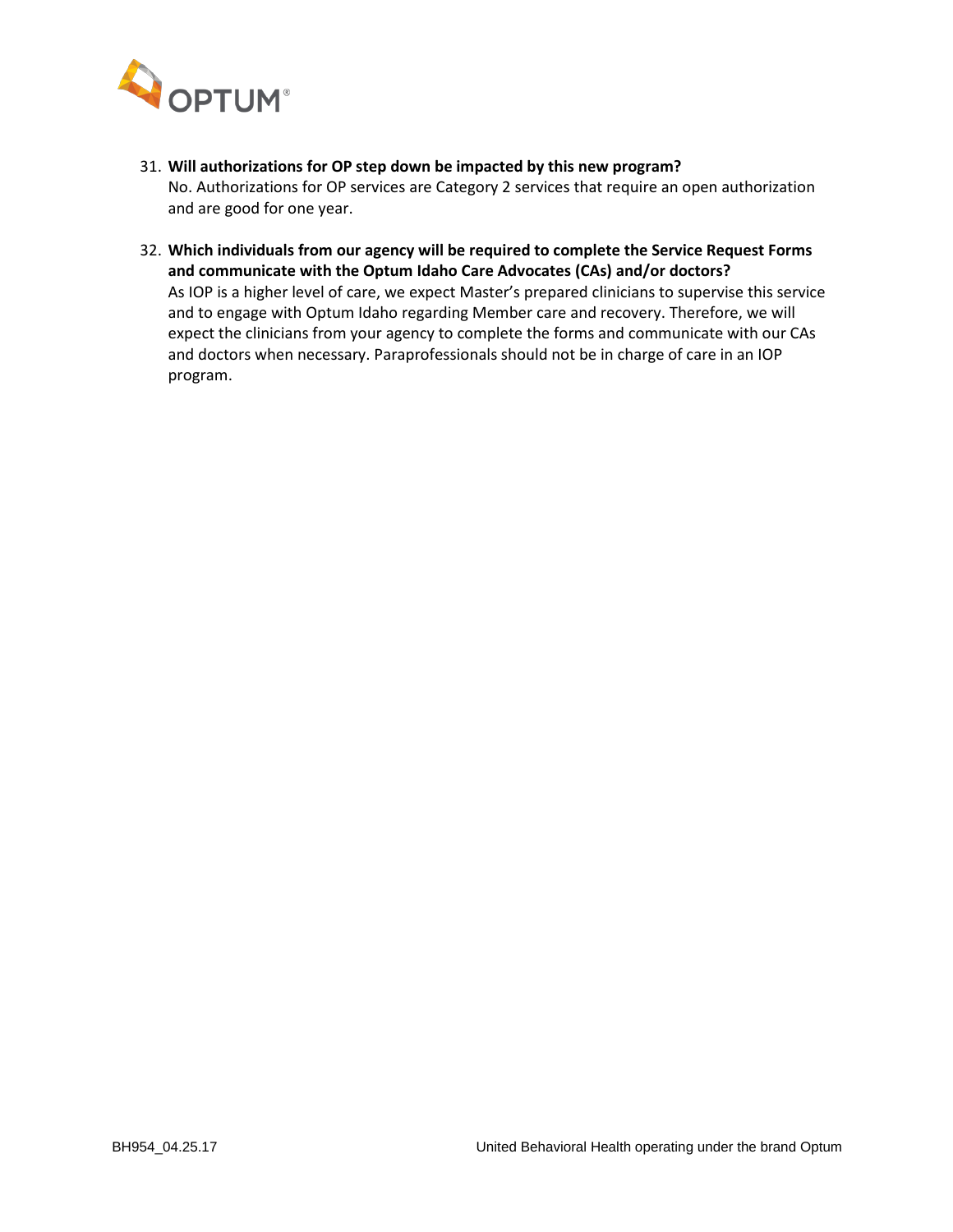31. **Will authorizations for OP step down be impacted by this new program?**
    No. Authorizations for OP services are Category 2 services that require an open authorization and are good for one year.

32. **Which individuals from our agency will be required to complete the Service Request Forms and communicate with the Optum Idaho Care Advocates (CAs) and/or doctors?**
    As IOP is a higher level of care, we expect Master's prepared clinicians to supervise this service and to engage with Optum Idaho regarding Member care and recovery. Therefore, we will expect the clinicians from your agency to complete the forms and communicate with our CAs and doctors when necessary. Paraprofessionals should not be in charge of care in an IOP program.